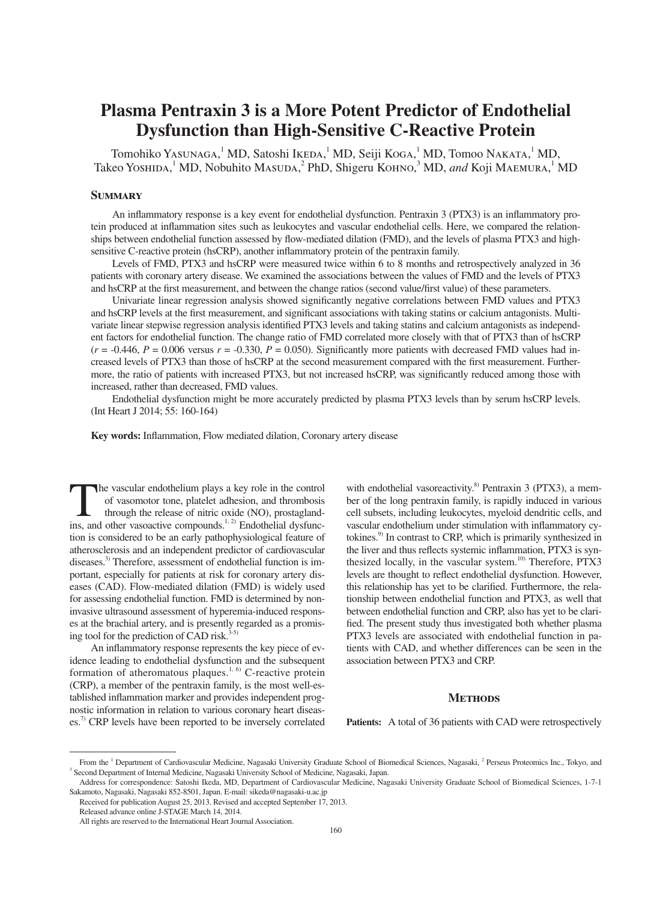# Plasma Pentraxin 3 is a More Potent Predictor of Endothelial Dysfunction than High-Sensitive C-Reactive Protein

Tomohiko Yasunaga,[1] MD, Satoshi Ikeda,[1] MD, Seiji Koga,[1] MD, Tomoo Nakata,[1] MD, Takeo Yoshida,[1] MD, Nobuhito Masuda,[2] PhD, Shigeru Kohno,[3] MD, *and* Koji Maemura,[1] MD

## Summary

An inflammatory response is a key event for endothelial dysfunction. Pentraxin 3 (PTX3) is an inflammatory protein produced at inflammation sites such as leukocytes and vascular endothelial cells. Here, we compared the relationships between endothelial function assessed by flow-mediated dilation (FMD), and the levels of plasma PTX3 and high-sensitive C-reactive protein (hsCRP), another inflammatory protein of the pentraxin family.

Levels of FMD, PTX3 and hsCRP were measured twice within 6 to 8 months and retrospectively analyzed in 36 patients with coronary artery disease. We examined the associations between the values of FMD and the levels of PTX3 and hsCRP at the first measurement, and between the change ratios (second value/first value) of these parameters.

Univariate linear regression analysis showed significantly negative correlations between FMD values and PTX3 and hsCRP levels at the first measurement, and significant associations with taking statins or calcium antagonists. Multivariate linear stepwise regression analysis identified PTX3 levels and taking statins and calcium antagonists as independent factors for endothelial function. The change ratio of FMD correlated more closely with that of PTX3 than of hsCRP ($r$ = -0.446, $P$ = 0.006 versus $r$ = -0.330, $P$ = 0.050). Significantly more patients with decreased FMD values had increased levels of PTX3 than those of hsCRP at the second measurement compared with the first measurement. Furthermore, the ratio of patients with increased PTX3, but not increased hsCRP, was significantly reduced among those with increased, rather than decreased, FMD values.

Endothelial dysfunction might be more accurately predicted by plasma PTX3 levels than by serum hsCRP levels. (Int Heart J 2014; 55: 160-164)

**Key words:** Inflammation, Flow mediated dilation, Coronary artery disease

The vascular endothelium plays a key role in the control of vasomotor tone, platelet adhesion, and thrombosis through the release of nitric oxide (NO), prostaglandins, and other vasoactive compounds.[1,2] Endothelial dysfunction is considered to be an early pathophysiological feature of atherosclerosis and an independent predictor of cardiovascular diseases.[3] Therefore, assessment of endothelial function is important, especially for patients at risk for coronary artery diseases (CAD). Flow-mediated dilation (FMD) is widely used for assessing endothelial function. FMD is determined by non-invasive ultrasound assessment of hyperemia-induced responses at the brachial artery, and is presently regarded as a promising tool for the prediction of CAD risk.[3-5]

An inflammatory response represents the key piece of evidence leading to endothelial dysfunction and the subsequent formation of atheromatous plaques.[1,6] C-reactive protein (CRP), a member of the pentraxin family, is the most well-established inflammation marker and provides independent prognostic information in relation to various coronary heart diseases.[7] CRP levels have been reported to be inversely correlated with endothelial vasoreactivity.[8] Pentraxin 3 (PTX3), a member of the long pentraxin family, is rapidly induced in various cell subsets, including leukocytes, myeloid dendritic cells, and vascular endothelium under stimulation with inflammatory cytokines.[9] In contrast to CRP, which is primarily synthesized in the liver and thus reflects systemic inflammation, PTX3 is synthesized locally, in the vascular system.[10] Therefore, PTX3 levels are thought to reflect endothelial dysfunction. However, this relationship has yet to be clarified. Furthermore, the relationship between endothelial function and PTX3, as well that between endothelial function and CRP, also has yet to be clarified. The present study thus investigated both whether plasma PTX3 levels are associated with endothelial function in patients with CAD, and whether differences can be seen in the association between PTX3 and CRP.

## Methods

**Patients:** A total of 36 patients with CAD were retrospectively

From the [1] Department of Cardiovascular Medicine, Nagasaki University Graduate School of Biomedical Sciences, Nagasaki, [2] Perseus Proteomics Inc., Tokyo, and [3] Second Department of Internal Medicine, Nagasaki University School of Medicine, Nagasaki, Japan.

Address for correspondence: Satoshi Ikeda, MD, Department of Cardiovascular Medicine, Nagasaki University Graduate School of Biomedical Sciences, 1-7-1 Sakamoto, Nagasaki, Nagasaki 852-8501, Japan. E-mail: sikeda@nagasaki-u.ac.jp

Received for publication August 25, 2013. Revised and accepted September 17, 2013.

Released advance online J-STAGE March 14, 2014.

All rights are reserved to the International Heart Journal Association.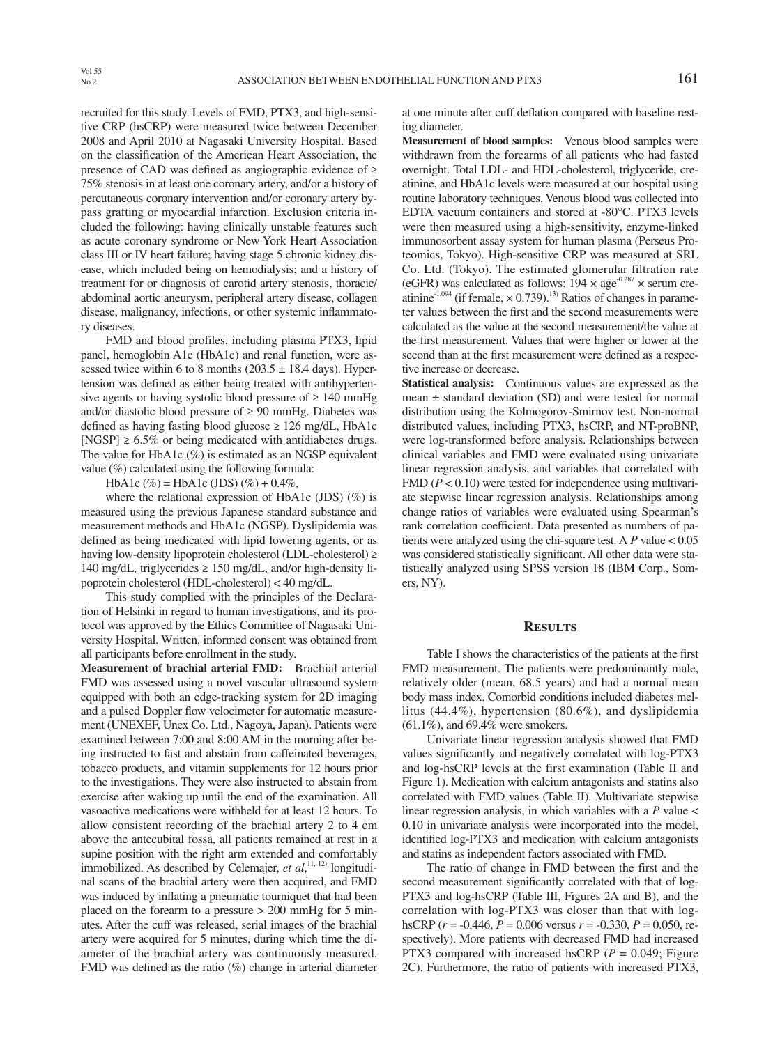recruited for this study. Levels of FMD, PTX3, and high-sensitive CRP (hsCRP) were measured twice between December 2008 and April 2010 at Nagasaki University Hospital. Based on the classification of the American Heart Association, the presence of CAD was defined as angiographic evidence of ≥ 75% stenosis in at least one coronary artery, and/or a history of percutaneous coronary intervention and/or coronary artery bypass grafting or myocardial infarction. Exclusion criteria included the following: having clinically unstable features such as acute coronary syndrome or New York Heart Association class III or IV heart failure; having stage 5 chronic kidney disease, which included being on hemodialysis; and a history of treatment for or diagnosis of carotid artery stenosis, thoracic/abdominal aortic aneurysm, peripheral artery disease, collagen disease, malignancy, infections, or other systemic inflammatory diseases.

FMD and blood profiles, including plasma PTX3, lipid panel, hemoglobin A1c (HbA1c) and renal function, were assessed twice within 6 to 8 months (203.5 ± 18.4 days). Hypertension was defined as either being treated with antihypertensive agents or having systolic blood pressure of ≥ 140 mmHg and/or diastolic blood pressure of ≥ 90 mmHg. Diabetes was defined as having fasting blood glucose ≥ 126 mg/dL, HbA1c [NGSP] ≥ 6.5% or being medicated with antidiabetes drugs. The value for HbA1c (%) is estimated as an NGSP equivalent value (%) calculated using the following formula:

HbA1c (%) = HbA1c (JDS) (%) + 0.4%,

where the relational expression of HbA1c (JDS) (%) is measured using the previous Japanese standard substance and measurement methods and HbA1c (NGSP). Dyslipidemia was defined as being medicated with lipid lowering agents, or as having low-density lipoprotein cholesterol (LDL-cholesterol) ≥ 140 mg/dL, triglycerides ≥ 150 mg/dL, and/or high-density lipoprotein cholesterol (HDL-cholesterol) < 40 mg/dL.

This study complied with the principles of the Declaration of Helsinki in regard to human investigations, and its protocol was approved by the Ethics Committee of Nagasaki University Hospital. Written, informed consent was obtained from all participants before enrollment in the study.

**Measurement of brachial arterial FMD:** Brachial arterial FMD was assessed using a novel vascular ultrasound system equipped with both an edge-tracking system for 2D imaging and a pulsed Doppler flow velocimeter for automatic measurement (UNEXEF, Unex Co. Ltd., Nagoya, Japan). Patients were examined between 7:00 and 8:00 AM in the morning after being instructed to fast and abstain from caffeinated beverages, tobacco products, and vitamin supplements for 12 hours prior to the investigations. They were also instructed to abstain from exercise after waking up until the end of the examination. All vasoactive medications were withheld for at least 12 hours. To allow consistent recording of the brachial artery 2 to 4 cm above the antecubital fossa, all patients remained at rest in a supine position with the right arm extended and comfortably immobilized. As described by Celemajer, *et al*,[11, 12] longitudinal scans of the brachial artery were then acquired, and FMD was induced by inflating a pneumatic tourniquet that had been placed on the forearm to a pressure > 200 mmHg for 5 minutes. After the cuff was released, serial images of the brachial artery were acquired for 5 minutes, during which time the diameter of the brachial artery was continuously measured. FMD was defined as the ratio (%) change in arterial diameter at one minute after cuff deflation compared with baseline resting diameter.

**Measurement of blood samples:** Venous blood samples were withdrawn from the forearms of all patients who had fasted overnight. Total LDL- and HDL-cholesterol, triglyceride, creatinine, and HbA1c levels were measured at our hospital using routine laboratory techniques. Venous blood was collected into EDTA vacuum containers and stored at -80°C. PTX3 levels were then measured using a high-sensitivity, enzyme-linked immunosorbent assay system for human plasma (Perseus Proteomics, Tokyo). High-sensitive CRP was measured at SRL Co. Ltd. (Tokyo). The estimated glomerular filtration rate (eGFR) was calculated as follows: $194 \times \text{age}^{-0.287} \times \text{serum creatinine}^{-1.094}$ (if female, $\times 0.739$).[13] Ratios of changes in parameter values between the first and the second measurements were calculated as the value at the second measurement/the value at the first measurement. Values that were higher or lower at the second than at the first measurement were defined as a respective increase or decrease.

**Statistical analysis:** Continuous values are expressed as the mean ± standard deviation (SD) and were tested for normal distribution using the Kolmogorov-Smirnov test. Non-normal distributed values, including PTX3, hsCRP, and NT-proBNP, were log-transformed before analysis. Relationships between clinical variables and FMD were evaluated using univariate linear regression analysis, and variables that correlated with FMD ($P < 0.10$) were tested for independence using multivariate stepwise linear regression analysis. Relationships among change ratios of variables were evaluated using Spearman's rank correlation coefficient. Data presented as numbers of patients were analyzed using the chi-square test. A $P$ value $< 0.05$ was considered statistically significant. All other data were statistically analyzed using SPSS version 18 (IBM Corp., Somers, NY).

## Results

Table I shows the characteristics of the patients at the first FMD measurement. The patients were predominantly male, relatively older (mean, 68.5 years) and had a normal mean body mass index. Comorbid conditions included diabetes mellitus (44.4%), hypertension (80.6%), and dyslipidemia (61.1%), and 69.4% were smokers.

Univariate linear regression analysis showed that FMD values significantly and negatively correlated with log-PTX3 and log-hsCRP levels at the first examination (Table II and Figure 1). Medication with calcium antagonists and statins also correlated with FMD values (Table II). Multivariate stepwise linear regression analysis, in which variables with a $P$ value < 0.10 in univariate analysis were incorporated into the model, identified log-PTX3 and medication with calcium antagonists and statins as independent factors associated with FMD.

The ratio of change in FMD between the first and the second measurement significantly correlated with that of log-PTX3 and log-hsCRP (Table III, Figures 2A and B), and the correlation with log-PTX3 was closer than that with log-hsCRP ($r = -0.446$, $P = 0.006$ versus $r = -0.330$, $P = 0.050$, respectively). More patients with decreased FMD had increased PTX3 compared with increased hsCRP ($P = 0.049$; Figure 2C). Furthermore, the ratio of patients with increased PTX3,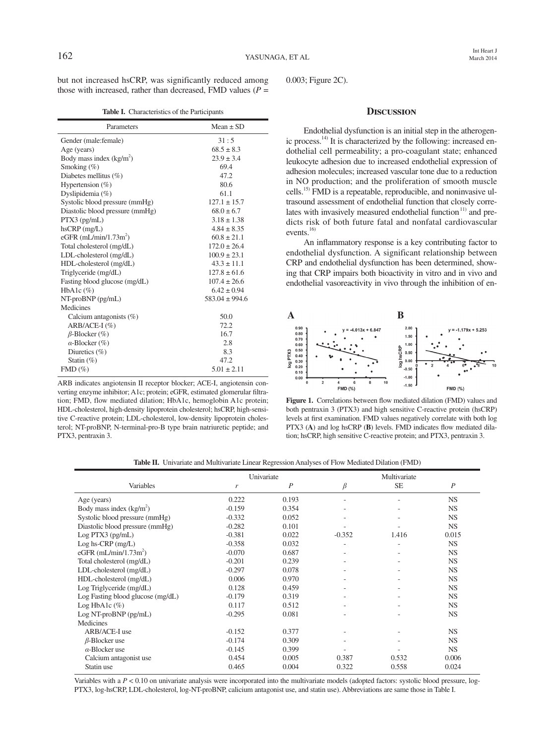but not increased hsCRP, was significantly reduced among those with increased, rather than decreased, FMD values ($P$ = 0.003; Figure 2C).

**Table I.** Characteristics of the Participants

| Parameters | Mean ± SD |
|---|---|
| Gender (male:female) | 31 : 5 |
| Age (years) | 68.5 ± 8.3 |
| Body mass index (kg/m$^2$) | 23.9 ± 3.4 |
| Smoking (%) | 69.4 |
| Diabetes mellitus (%) | 47.2 |
| Hypertension (%) | 80.6 |
| Dyslipidemia (%) | 61.1 |
| Systolic blood pressure (mmHg) | 127.1 ± 15.7 |
| Diastolic blood pressure (mmHg) | 68.0 ± 6.7 |
| PTX3 (pg/mL) | 3.18 ± 1.38 |
| hsCRP (mg/L) | 4.84 ± 8.35 |
| eGFR (mL/min/1.73m$^2$) | 60.8 ± 21.1 |
| Total cholesterol (mg/dL) | 172.0 ± 26.4 |
| LDL-cholesterol (mg/dL) | 100.9 ± 23.1 |
| HDL-cholesterol (mg/dL) | 43.3 ± 11.1 |
| Triglyceride (mg/dL) | 127.8 ± 61.6 |
| Fasting blood glucose (mg/dL) | 107.4 ± 26.6 |
| HbA1c (%) | 6.42 ± 0.94 |
| NT-proBNP (pg/mL) | 583.04 ± 994.6 |
| Medicines | |
| Calcium antagonists (%) | 50.0 |
| ARB/ACE-I (%) | 72.2 |
| $\beta$-Blocker (%) | 16.7 |
| $\alpha$-Blocker (%) | 2.8 |
| Diuretics (%) | 8.3 |
| Statin (%) | 47.2 |
| FMD (%) | 5.01 ± 2.11 |

ARB indicates angiotensin II receptor blocker; ACE-I, angiotensin converting enzyme inhibitor; A1c; protein; eGFR, estimated glomerular filtration; FMD, flow mediated dilation; HbA1c, hemoglobin A1c protein; HDL-cholesterol, high-density lipoprotein cholesterol; hsCRP, high-sensitive C-reactive protein; LDL-cholesterol, low-density lipoprotein cholesterol; NT-proBNP, N-terminal-pro-B type brain natriuretic peptide; and PTX3, pentraxin 3.

## Discussion

Endothelial dysfunction is an initial step in the atherogenic process.[14] It is characterized by the following: increased endothelial cell permeability; a pro-coagulant state; enhanced leukocyte adhesion due to increased endothelial expression of adhesion molecules; increased vascular tone due to a reduction in NO production; and the proliferation of smooth muscle cells.[15] FMD is a repeatable, reproducible, and noninvasive ultrasound assessment of endothelial function that closely correlates with invasively measured endothelial function[11] and predicts risk of both future fatal and nonfatal cardiovascular events.[16]

An inflammatory response is a key contributing factor to endothelial dysfunction. A significant relationship between CRP and endothelial dysfunction has been determined, showing that CRP impairs both bioactivity in vitro and in vivo and endothelial vasoreactivity in vivo through the inhibition of en-

**Figure 1.** Correlations between flow mediated dilation (FMD) values and both pentraxin 3 (PTX3) and high sensitive C-reactive protein (hsCRP) levels at first examination. FMD values negatively correlate with both log PTX3 (**A**) and log hsCRP (**B**) levels. FMD indicates flow mediated dilation; hsCRP, high sensitive C-reactive protein; and PTX3, pentraxin 3.

**Table II.** Univariate and Multivariate Linear Regression Analyses of Flow Mediated Dilation (FMD)

| Variables | Univariate | | Multivariate | | |
|---|---|---|---|---|---|
| | $r$ | $P$ | $\beta$ | SE | $P$ |
| Age (years) | 0.222 | 0.193 | - | - | NS |
| Body mass index (kg/m$^2$) | -0.159 | 0.354 | - | - | NS |
| Systolic blood pressure (mmHg) | -0.332 | 0.052 | - | - | NS |
| Diastolic blood pressure (mmHg) | -0.282 | 0.101 | - | - | NS |
| Log PTX3 (pg/mL) | -0.381 | 0.022 | -0.352 | 1.416 | 0.015 |
| Log hs-CRP (mg/L) | -0.358 | 0.032 | - | - | NS |
| eGFR (mL/min/1.73m$^2$) | -0.070 | 0.687 | - | - | NS |
| Total cholesterol (mg/dL) | -0.201 | 0.239 | - | - | NS |
| LDL-cholesterol (mg/dL) | -0.297 | 0.078 | - | - | NS |
| HDL-cholesterol (mg/dL) | 0.006 | 0.970 | - | - | NS |
| Log Triglyceride (mg/dL) | 0.128 | 0.459 | - | - | NS |
| Log Fasting blood glucose (mg/dL) | -0.179 | 0.319 | - | - | NS |
| Log HbA1c (%) | 0.117 | 0.512 | - | - | NS |
| Log NT-proBNP (pg/mL) | -0.295 | 0.081 | - | - | NS |
| Medicines | | | | | |
| ARB/ACE-I use | -0.152 | 0.377 | - | - | NS |
| $\beta$-Blocker use | -0.174 | 0.309 | - | - | NS |
| $\alpha$-Blocker use | -0.145 | 0.399 | - | - | NS |
| Calcium antagonist use | 0.454 | 0.005 | 0.387 | 0.532 | 0.006 |
| Statin use | 0.465 | 0.004 | 0.322 | 0.558 | 0.024 |

Variables with a $P$ < 0.10 on univariate analysis were incorporated into the multivariate models (adopted factors: systolic blood pressure, log-PTX3, log-hsCRP, LDL-cholesterol, log-NT-proBNP, calicium antagonist use, and statin use). Abbreviations are same those in Table I.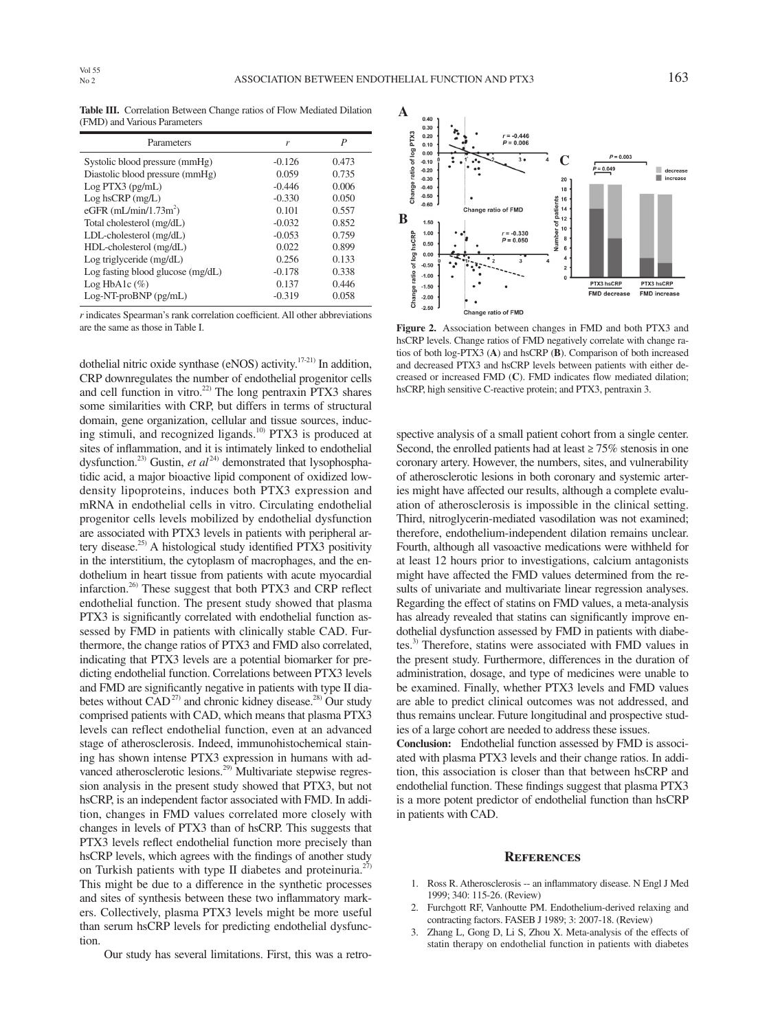**Table III.** Correlation Between Change ratios of Flow Mediated Dilation (FMD) and Various Parameters

| Parameters | *r* | *P* |
|---|---|---|
| Systolic blood pressure (mmHg) | -0.126 | 0.473 |
| Diastolic blood pressure (mmHg) | 0.059 | 0.735 |
| Log PTX3 (pg/mL) | -0.446 | 0.006 |
| Log hsCRP (mg/L) | -0.330 | 0.050 |
| eGFR (mL/min/1.73m$^2$) | 0.101 | 0.557 |
| Total cholesterol (mg/dL) | -0.032 | 0.852 |
| LDL-cholesterol (mg/dL) | -0.053 | 0.759 |
| HDL-cholesterol (mg/dL) | 0.022 | 0.899 |
| Log triglyceride (mg/dL) | 0.256 | 0.133 |
| Log fasting blood glucose (mg/dL) | -0.178 | 0.338 |
| Log HbA1c (%) | 0.137 | 0.446 |
| Log-NT-proBNP (pg/mL) | -0.319 | 0.058 |

*r* indicates Spearman's rank correlation coefficient. All other abbreviations are the same as those in Table I.

dothelial nitric oxide synthase (eNOS) activity.[17-21] In addition, CRP downregulates the number of endothelial progenitor cells and cell function in vitro.[22] The long pentraxin PTX3 shares some similarities with CRP, but differs in terms of structural domain, gene organization, cellular and tissue sources, inducing stimuli, and recognized ligands.[10] PTX3 is produced at sites of inflammation, and it is intimately linked to endothelial dysfunction.[23] Gustin, *et al*[24] demonstrated that lysophosphatidic acid, a major bioactive lipid component of oxidized low-density lipoproteins, induces both PTX3 expression and mRNA in endothelial cells in vitro. Circulating endothelial progenitor cells levels mobilized by endothelial dysfunction are associated with PTX3 levels in patients with peripheral artery disease.[25] A histological study identified PTX3 positivity in the interstitium, the cytoplasm of macrophages, and the endothelium in heart tissue from patients with acute myocardial infarction.[26] These suggest that both PTX3 and CRP reflect endothelial function. The present study showed that plasma PTX3 is significantly correlated with endothelial function assessed by FMD in patients with clinically stable CAD. Furthermore, the change ratios of PTX3 and FMD also correlated, indicating that PTX3 levels are a potential biomarker for predicting endothelial function. Correlations between PTX3 levels and FMD are significantly negative in patients with type II diabetes without CAD[27] and chronic kidney disease.[28] Our study comprised patients with CAD, which means that plasma PTX3 levels can reflect endothelial function, even at an advanced stage of atherosclerosis. Indeed, immunohistochemical staining has shown intense PTX3 expression in humans with advanced atherosclerotic lesions.[29] Multivariate stepwise regression analysis in the present study showed that PTX3, but not hsCRP, is an independent factor associated with FMD. In addition, changes in FMD values correlated more closely with changes in levels of PTX3 than of hsCRP. This suggests that PTX3 levels reflect endothelial function more precisely than hsCRP levels, which agrees with the findings of another study on Turkish patients with type II diabetes and proteinuria.[27] This might be due to a difference in the synthetic processes and sites of synthesis between these two inflammatory markers. Collectively, plasma PTX3 levels might be more useful than serum hsCRP levels for predicting endothelial dysfunction.

Our study has several limitations. First, this was a retrospective analysis of a small patient cohort from a single center. Second, the enrolled patients had at least ≥ 75% stenosis in one coronary artery. However, the numbers, sites, and vulnerability of atherosclerotic lesions in both coronary and systemic arteries might have affected our results, although a complete evaluation of atherosclerosis is impossible in the clinical setting. Third, nitroglycerin-mediated vasodilation was not examined; therefore, endothelium-independent dilation remains unclear. Fourth, although all vasoactive medications were withheld for at least 12 hours prior to investigations, calcium antagonists might have affected the FMD values determined from the results of univariate and multivariate linear regression analyses. Regarding the effect of statins on FMD values, a meta-analysis has already revealed that statins can significantly improve endothelial dysfunction assessed by FMD in patients with diabetes.[3] Therefore, statins were associated with FMD values in the present study. Furthermore, differences in the duration of administration, dosage, and type of medicines were unable to be examined. Finally, whether PTX3 levels and FMD values are able to predict clinical outcomes was not addressed, and thus remains unclear. Future longitudinal and prospective studies of a large cohort are needed to address these issues.

**Conclusion:** Endothelial function assessed by FMD is associated with plasma PTX3 levels and their change ratios. In addition, this association is closer than that between hsCRP and endothelial function. These findings suggest that plasma PTX3 is a more potent predictor of endothelial function than hsCRP in patients with CAD.

**Figure 2.** Association between changes in FMD and both PTX3 and hsCRP levels. Change ratios of FMD negatively correlate with change ratios of both log-PTX3 (**A**) and hsCRP (**B**). Comparison of both increased and decreased PTX3 and hsCRP levels between patients with either decreased or increased FMD (**C**). FMD indicates flow mediated dilation; hsCRP, high sensitive C-reactive protein; and PTX3, pentraxin 3.

## References

1. Ross R. Atherosclerosis -- an inflammatory disease. N Engl J Med 1999; 340: 115-26. (Review)
2. Furchgott RF, Vanhoutte PM. Endothelium-derived relaxing and contracting factors. FASEB J 1989; 3: 2007-18. (Review)
3. Zhang L, Gong D, Li S, Zhou X. Meta-analysis of the effects of statin therapy on endothelial function in patients with diabetes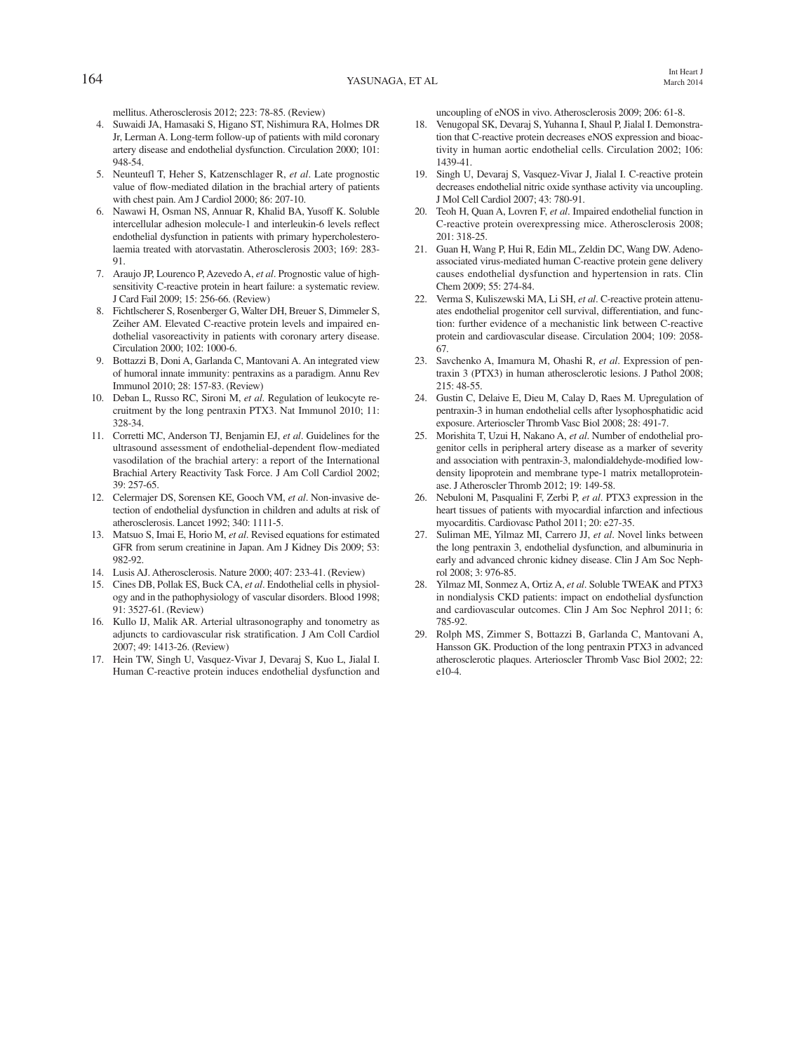mellitus. Atherosclerosis 2012; 223: 78-85. (Review)

4. Suwaidi JA, Hamasaki S, Higano ST, Nishimura RA, Holmes DR Jr, Lerman A. Long-term follow-up of patients with mild coronary artery disease and endothelial dysfunction. Circulation 2000; 101: 948-54.
5. Neunteufl T, Heher S, Katzenschlager R, *et al*. Late prognostic value of flow-mediated dilation in the brachial artery of patients with chest pain. Am J Cardiol 2000; 86: 207-10.
6. Nawawi H, Osman NS, Annuar R, Khalid BA, Yusoff K. Soluble intercellular adhesion molecule-1 and interleukin-6 levels reflect endothelial dysfunction in patients with primary hypercholesterolaemia treated with atorvastatin. Atherosclerosis 2003; 169: 283-91.
7. Araujo JP, Lourenco P, Azevedo A, *et al*. Prognostic value of high-sensitivity C-reactive protein in heart failure: a systematic review. J Card Fail 2009; 15: 256-66. (Review)
8. Fichtlscherer S, Rosenberger G, Walter DH, Breuer S, Dimmeler S, Zeiher AM. Elevated C-reactive protein levels and impaired endothelial vasoreactivity in patients with coronary artery disease. Circulation 2000; 102: 1000-6.
9. Bottazzi B, Doni A, Garlanda C, Mantovani A. An integrated view of humoral innate immunity: pentraxins as a paradigm. Annu Rev Immunol 2010; 28: 157-83. (Review)
10. Deban L, Russo RC, Sironi M, *et al*. Regulation of leukocyte recruitment by the long pentraxin PTX3. Nat Immunol 2010; 11: 328-34.
11. Corretti MC, Anderson TJ, Benjamin EJ, *et al*. Guidelines for the ultrasound assessment of endothelial-dependent flow-mediated vasodilation of the brachial artery: a report of the International Brachial Artery Reactivity Task Force. J Am Coll Cardiol 2002; 39: 257-65.
12. Celermajer DS, Sorensen KE, Gooch VM, *et al*. Non-invasive detection of endothelial dysfunction in children and adults at risk of atherosclerosis. Lancet 1992; 340: 1111-5.
13. Matsuo S, Imai E, Horio M, *et al*. Revised equations for estimated GFR from serum creatinine in Japan. Am J Kidney Dis 2009; 53: 982-92.
14. Lusis AJ. Atherosclerosis. Nature 2000; 407: 233-41. (Review)
15. Cines DB, Pollak ES, Buck CA, *et al*. Endothelial cells in physiology and in the pathophysiology of vascular disorders. Blood 1998; 91: 3527-61. (Review)
16. Kullo IJ, Malik AR. Arterial ultrasonography and tonometry as adjuncts to cardiovascular risk stratification. J Am Coll Cardiol 2007; 49: 1413-26. (Review)
17. Hein TW, Singh U, Vasquez-Vivar J, Devaraj S, Kuo L, Jialal I. Human C-reactive protein induces endothelial dysfunction and uncoupling of eNOS in vivo. Atherosclerosis 2009; 206: 61-8.
18. Venugopal SK, Devaraj S, Yuhanna I, Shaul P, Jialal I. Demonstration that C-reactive protein decreases eNOS expression and bioactivity in human aortic endothelial cells. Circulation 2002; 106: 1439-41.
19. Singh U, Devaraj S, Vasquez-Vivar J, Jialal I. C-reactive protein decreases endothelial nitric oxide synthase activity via uncoupling. J Mol Cell Cardiol 2007; 43: 780-91.
20. Teoh H, Quan A, Lovren F, *et al*. Impaired endothelial function in C-reactive protein overexpressing mice. Atherosclerosis 2008; 201: 318-25.
21. Guan H, Wang P, Hui R, Edin ML, Zeldin DC, Wang DW. Adeno-associated virus-mediated human C-reactive protein gene delivery causes endothelial dysfunction and hypertension in rats. Clin Chem 2009; 55: 274-84.
22. Verma S, Kuliszewski MA, Li SH, *et al*. C-reactive protein attenuates endothelial progenitor cell survival, differentiation, and function: further evidence of a mechanistic link between C-reactive protein and cardiovascular disease. Circulation 2004; 109: 2058-67.
23. Savchenko A, Imamura M, Ohashi R, *et al*. Expression of pentraxin 3 (PTX3) in human atherosclerotic lesions. J Pathol 2008; 215: 48-55.
24. Gustin C, Delaive E, Dieu M, Calay D, Raes M. Upregulation of pentraxin-3 in human endothelial cells after lysophosphatidic acid exposure. Arterioscler Thromb Vasc Biol 2008; 28: 491-7.
25. Morishita T, Uzui H, Nakano A, *et al*. Number of endothelial progenitor cells in peripheral artery disease as a marker of severity and association with pentraxin-3, malondialdehyde-modified low-density lipoprotein and membrane type-1 matrix metalloproteinase. J Atheroscler Thromb 2012; 19: 149-58.
26. Nebuloni M, Pasqualini F, Zerbi P, *et al*. PTX3 expression in the heart tissues of patients with myocardial infarction and infectious myocarditis. Cardiovasc Pathol 2011; 20: e27-35.
27. Suliman ME, Yilmaz MI, Carrero JJ, *et al*. Novel links between the long pentraxin 3, endothelial dysfunction, and albuminuria in early and advanced chronic kidney disease. Clin J Am Soc Nephrol 2008; 3: 976-85.
28. Yilmaz MI, Sonmez A, Ortiz A, *et al*. Soluble TWEAK and PTX3 in nondialysis CKD patients: impact on endothelial dysfunction and cardiovascular outcomes. Clin J Am Soc Nephrol 2011; 6: 785-92.
29. Rolph MS, Zimmer S, Bottazzi B, Garlanda C, Mantovani A, Hansson GK. Production of the long pentraxin PTX3 in advanced atherosclerotic plaques. Arterioscler Thromb Vasc Biol 2002; 22: e10-4.